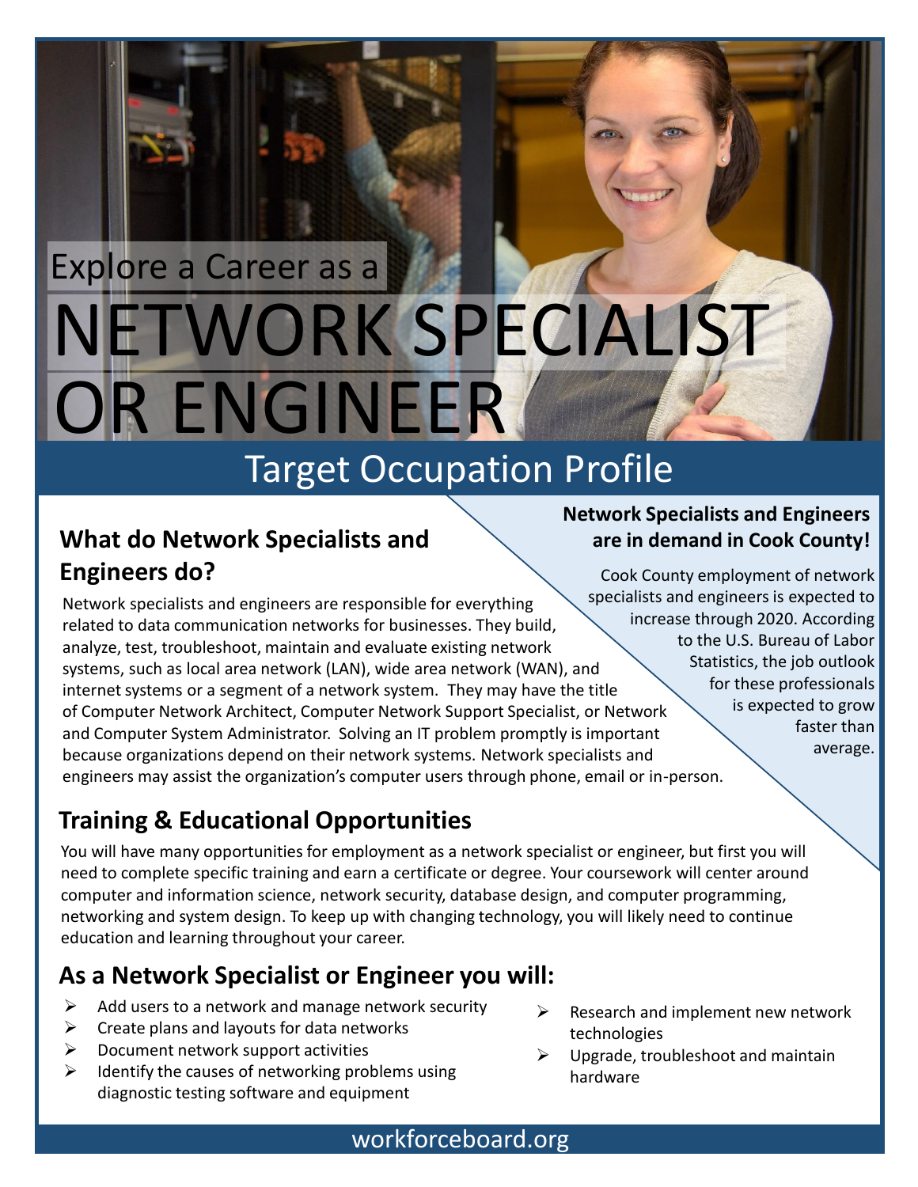Explore a Career as a

# NETWORK SPECIALIST OR ENGINEER

## Target Occupation Profile

## What do Network Specialists and Engineers do?

Network specialists and engineers are responsible for everything related to data communication networks for businesses. They build, analyze, test, troubleshoot, maintain and evaluate existing network systems, such as local area network (LAN), wide area network (WAN), and internet systems or a segment of a network system. They may have the title of Computer Network Architect, Computer Network Support Specialist, or Network and Computer System Administrator. Solving an IT problem promptly is important because organizations depend on their network systems. Network specialists and engineers may assist the organization's computer users through phone, email or in-person.

**Network Specialists and Engineers are in demand in Cook County!**

Cook County employment of network specialists and engineers is expected to increase through 2020. According to the U.S. Bureau of Labor Statistics, the job outlook for these professionals is expected to grow faster than average.

## Training & Educational Opportunities

You will have many opportunities for employment as a network specialist or engineer, but first you will need to complete specific training and earn a certificate or degree. Your coursework will center around computer and information science, network security, database design, and computer programming, networking and system design. To keep up with changing technology, you will likely need to continue education and learning throughout your career.

## As a Network Specialist or Engineer you will:

- Add users to a network and manage network security
- Create plans and layouts for data networks
- Document network support activities
- Identify the causes of networking problems using diagnostic testing software and equipment
- Research and implement new network technologies
- Upgrade, troubleshoot and maintain hardware

workforceboard.org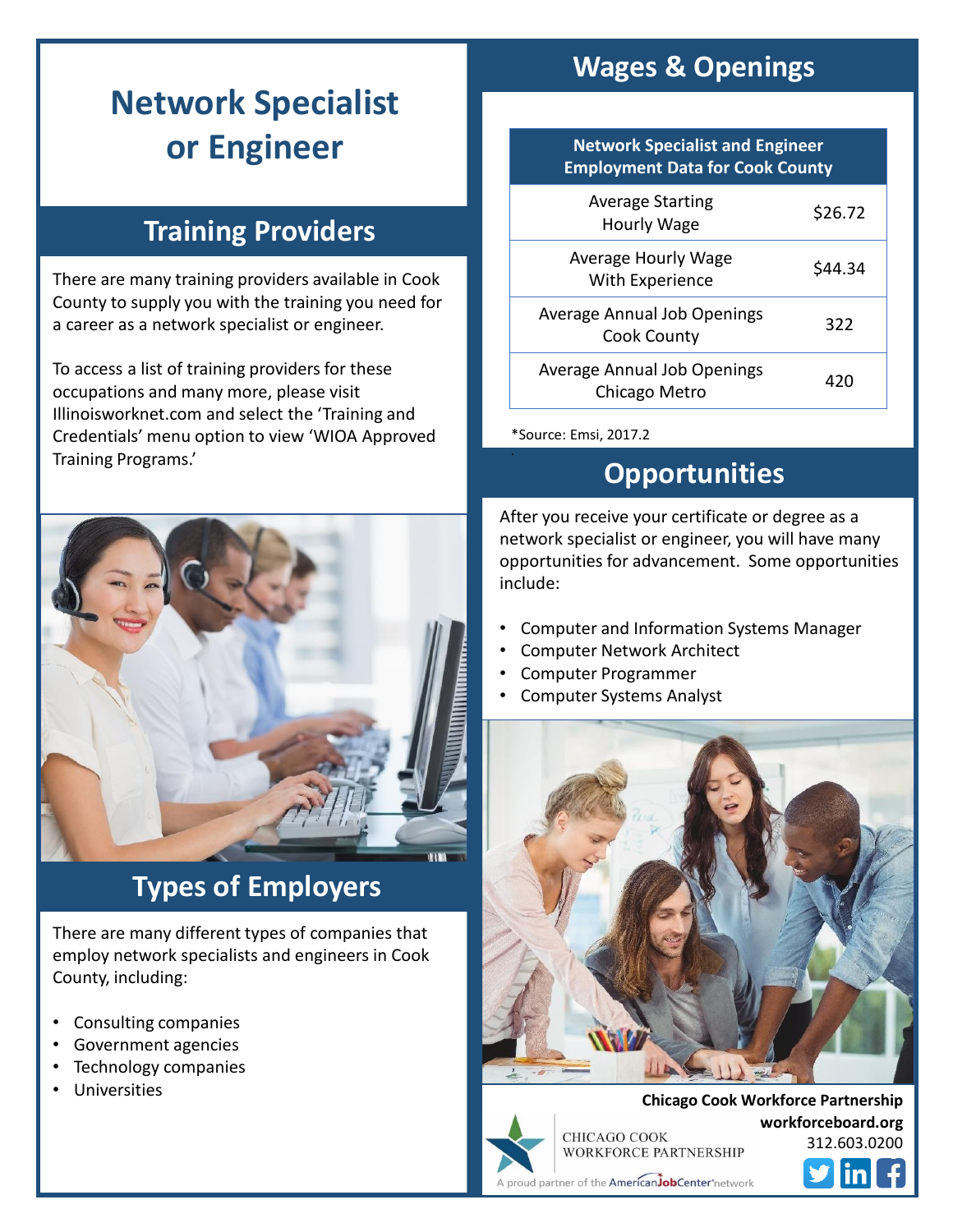# Network Specialist or Engineer

## Training Providers

There are many training providers available in Cook County to supply you with the training you need for a career as a network specialist or engineer.

To access a list of training providers for these occupations and many more, please visit Illinoisworknet.com and select the 'Training and Credentials' menu option to view 'WIOA Approved Training Programs.'

## Types of Employers

There are many different types of companies that employ network specialists and engineers in Cook County, including:

- Consulting companies
- Government agencies
- Technology companies
- Universities

## Wages & Openings

| Network Specialist and Engineer Employment Data for Cook County | |
|---|---|
| Average Starting Hourly Wage | $26.72 |
| Average Hourly Wage With Experience | $44.34 |
| Average Annual Job Openings Cook County | 322 |
| Average Annual Job Openings Chicago Metro | 420 |

*Source: Emsi, 2017.2

## Opportunities

After you receive your certificate or degree as a network specialist or engineer, you will have many opportunities for advancement. Some opportunities include:

- Computer and Information Systems Manager
- Computer Network Architect
- Computer Programmer
- Computer Systems Analyst

**Chicago Cook Workforce Partnership**
**workforceboard.org**
312.603.0200

CHICAGO COOK WORKFORCE PARTNERSHIP

A proud partner of the AmericanJobCenter network